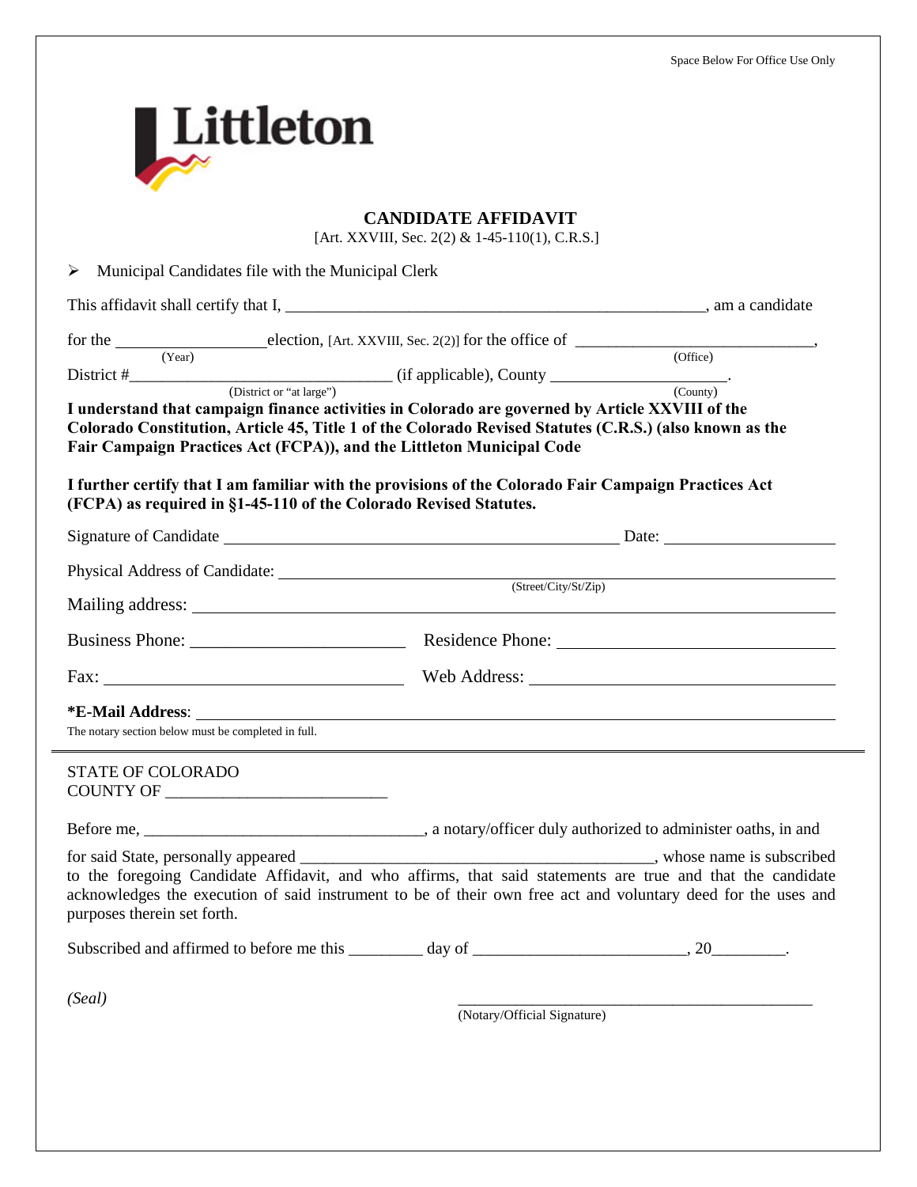Space Below For Office Use Only

Littleton

# CANDIDATE AFFIDAVIT

[Art. XXVIII, Sec. 2(2) & 1-45-110(1), C.R.S.]

- Municipal Candidates file with the Municipal Clerk

This affidavit shall certify that I, ______________________________________________, am a candidate

for the ________________ election, [Art. XXVIII, Sec. 2(2)] for the office of ____________________________,
(Year) (Office)

District #______________________________ (if applicable), County ____________________.
(District or "at large") (County)

**I understand that campaign finance activities in Colorado are governed by Article XXVIII of the Colorado Constitution, Article 45, Title 1 of the Colorado Revised Statutes (C.R.S.) (also known as the Fair Campaign Practices Act (FCPA)), and the Littleton Municipal Code**

**I further certify that I am familiar with the provisions of the Colorado Fair Campaign Practices Act (FCPA) as required in §1-45-110 of the Colorado Revised Statutes.**

Signature of Candidate ____________________________________________ Date: ____________________

Physical Address of Candidate: ____________________________________________________________
(Street/City/St/Zip)

Mailing address: ____________________________________________________________________

Business Phone: ________________________ Residence Phone: ________________________________

Fax: __________________________________ Web Address: ____________________________________

***E-Mail Address**: _________________________________________________________________

The notary section below must be completed in full.

---

STATE OF COLORADO
COUNTY OF __________________________

Before me, ________________________________, a notary/officer duly authorized to administer oaths, in and

for said State, personally appeared __________________________________________, whose name is subscribed to the foregoing Candidate Affidavit, and who affirms, that said statements are true and that the candidate acknowledges the execution of said instrument to be of their own free act and voluntary deed for the uses and purposes therein set forth.

Subscribed and affirmed to before me this _________ day of _________________________, 20_________.

*(Seal)*

____________________________________________
(Notary/Official Signature)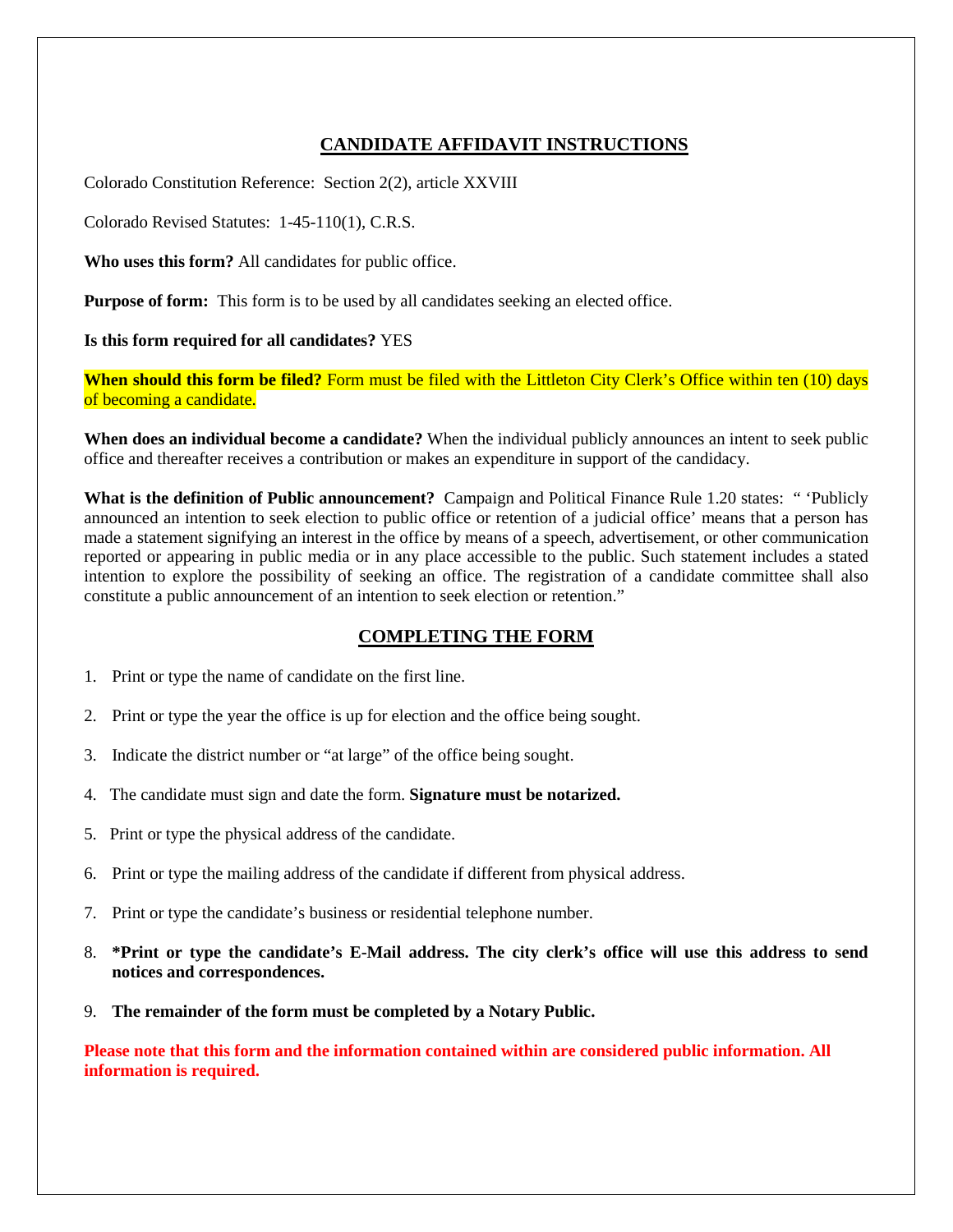## CANDIDATE AFFIDAVIT INSTRUCTIONS

Colorado Constitution Reference: Section 2(2), article XXVIII

Colorado Revised Statutes: 1-45-110(1), C.R.S.

**Who uses this form?** All candidates for public office.

**Purpose of form:** This form is to be used by all candidates seeking an elected office.

**Is this form required for all candidates?** YES

**When should this form be filed?** Form must be filed with the Littleton City Clerk's Office within ten (10) days of becoming a candidate.

**When does an individual become a candidate?** When the individual publicly announces an intent to seek public office and thereafter receives a contribution or makes an expenditure in support of the candidacy.

**What is the definition of Public announcement?** Campaign and Political Finance Rule 1.20 states: " 'Publicly announced an intention to seek election to public office or retention of a judicial office' means that a person has made a statement signifying an interest in the office by means of a speech, advertisement, or other communication reported or appearing in public media or in any place accessible to the public. Such statement includes a stated intention to explore the possibility of seeking an office. The registration of a candidate committee shall also constitute a public announcement of an intention to seek election or retention."

## COMPLETING THE FORM

1. Print or type the name of candidate on the first line.
2. Print or type the year the office is up for election and the office being sought.
3. Indicate the district number or "at large" of the office being sought.
4. The candidate must sign and date the form. **Signature must be notarized.**
5. Print or type the physical address of the candidate.
6. Print or type the mailing address of the candidate if different from physical address.
7. Print or type the candidate's business or residential telephone number.
8. ***Print or type the candidate's E-Mail address. The city clerk's office will use this address to send notices and correspondences.**
9. **The remainder of the form must be completed by a Notary Public.**

**Please note that this form and the information contained within are considered public information. All information is required.**